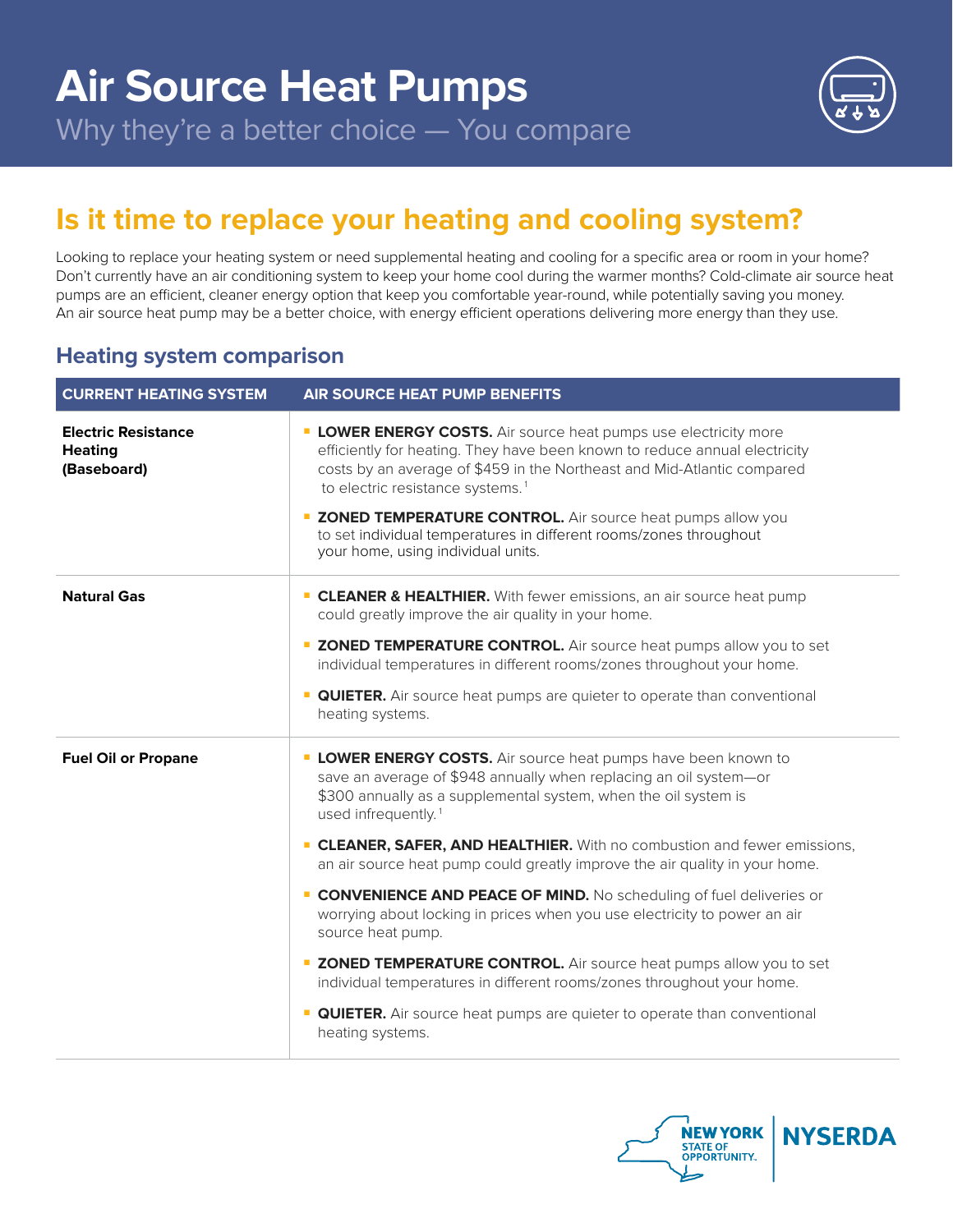# Air Source Heat Pumps

Why they're a better choice — You compare

## Is it time to replace your heating and cooling system?

Looking to replace your heating system or need supplemental heating and cooling for a specific area or room in your home? Don't currently have an air conditioning system to keep your home cool during the warmer months? Cold-climate air source heat pumps are an efficient, cleaner energy option that keep you comfortable year-round, while potentially saving you money. An air source heat pump may be a better choice, with energy efficient operations delivering more energy than they use.

### Heating system comparison

| CURRENT HEATING SYSTEM | AIR SOURCE HEAT PUMP BENEFITS |
|---|---|
| **Electric Resistance Heating (Baseboard)** | **LOWER ENERGY COSTS.** Air source heat pumps use electricity more efficiently for heating. They have been known to reduce annual electricity costs by an average of $459 in the Northeast and Mid-Atlantic compared to electric resistance systems.[1]<br><br>**ZONED TEMPERATURE CONTROL.** Air source heat pumps allow you to set individual temperatures in different rooms/zones throughout your home, using individual units. |
| **Natural Gas** | **CLEANER & HEALTHIER.** With fewer emissions, an air source heat pump could greatly improve the air quality in your home.<br><br>**ZONED TEMPERATURE CONTROL.** Air source heat pumps allow you to set individual temperatures in different rooms/zones throughout your home.<br><br>**QUIETER.** Air source heat pumps are quieter to operate than conventional heating systems. |
| **Fuel Oil or Propane** | **LOWER ENERGY COSTS.** Air source heat pumps have been known to save an average of $948 annually when replacing an oil system—or $300 annually as a supplemental system, when the oil system is used infrequently.[1]<br><br>**CLEANER, SAFER, AND HEALTHIER.** With no combustion and fewer emissions, an air source heat pump could greatly improve the air quality in your home.<br><br>**CONVENIENCE AND PEACE OF MIND.** No scheduling of fuel deliveries or worrying about locking in prices when you use electricity to power an air source heat pump.<br><br>**ZONED TEMPERATURE CONTROL.** Air source heat pumps allow you to set individual temperatures in different rooms/zones throughout your home.<br><br>**QUIETER.** Air source heat pumps are quieter to operate than conventional heating systems. |

NEW YORK STATE OF OPPORTUNITY. | NYSERDA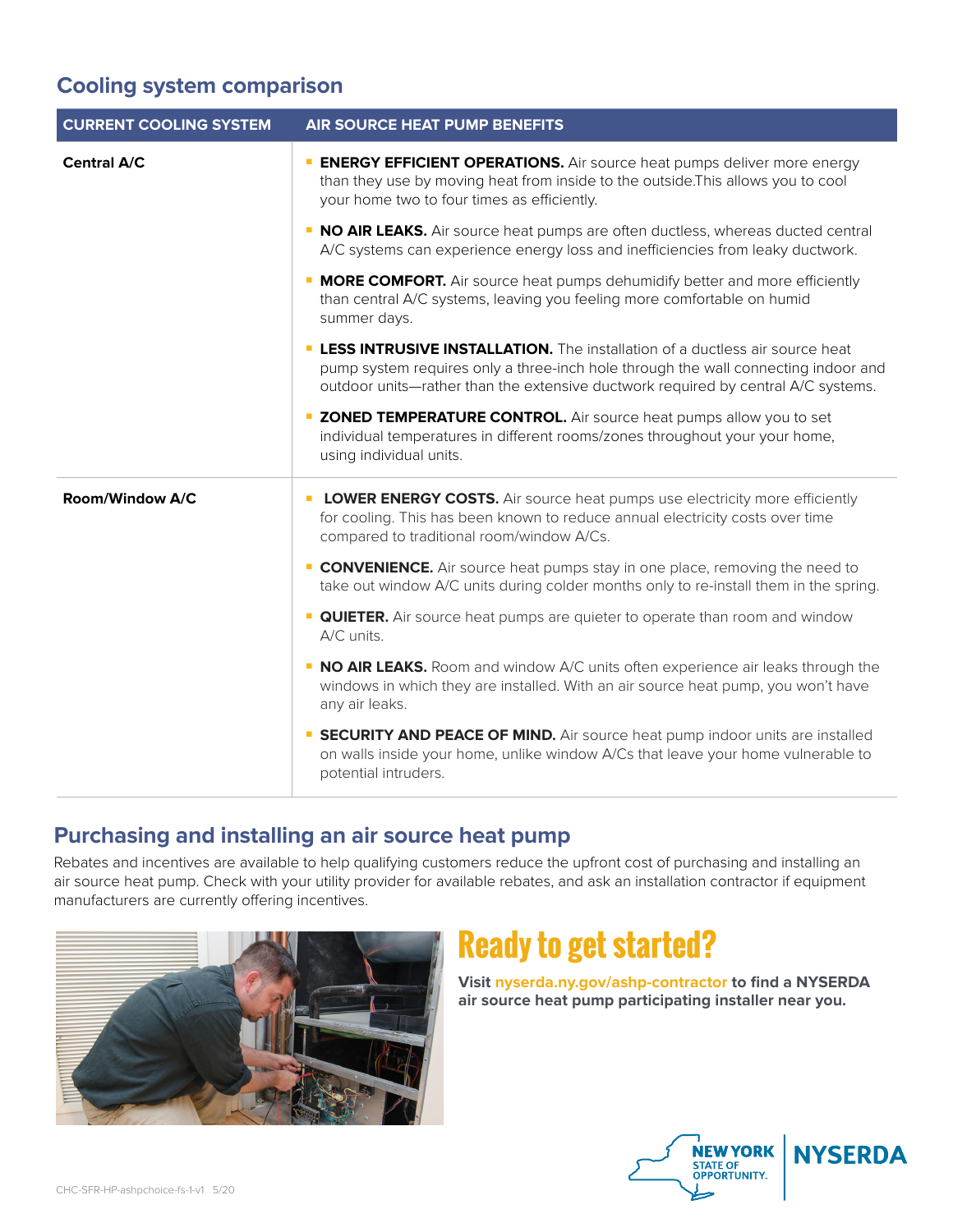## Cooling system comparison

| CURRENT COOLING SYSTEM | AIR SOURCE HEAT PUMP BENEFITS |
|---|---|
| **Central A/C** | ▪ **ENERGY EFFICIENT OPERATIONS.** Air source heat pumps deliver more energy than they use by moving heat from inside to the outside.This allows you to cool your home two to four times as efficiently.<br>▪ **NO AIR LEAKS.** Air source heat pumps are often ductless, whereas ducted central A/C systems can experience energy loss and inefficiencies from leaky ductwork.<br>▪ **MORE COMFORT.** Air source heat pumps dehumidify better and more efficiently than central A/C systems, leaving you feeling more comfortable on humid summer days.<br>▪ **LESS INTRUSIVE INSTALLATION.** The installation of a ductless air source heat pump system requires only a three-inch hole through the wall connecting indoor and outdoor units—rather than the extensive ductwork required by central A/C systems.<br>▪ **ZONED TEMPERATURE CONTROL.** Air source heat pumps allow you to set individual temperatures in different rooms/zones throughout your your home, using individual units. |
| **Room/Window A/C** | ▪ **LOWER ENERGY COSTS.** Air source heat pumps use electricity more efficiently for cooling. This has been known to reduce annual electricity costs over time compared to traditional room/window A/Cs.<br>▪ **CONVENIENCE.** Air source heat pumps stay in one place, removing the need to take out window A/C units during colder months only to re-install them in the spring.<br>▪ **QUIETER.** Air source heat pumps are quieter to operate than room and window A/C units.<br>▪ **NO AIR LEAKS.** Room and window A/C units often experience air leaks through the windows in which they are installed. With an air source heat pump, you won't have any air leaks.<br>▪ **SECURITY AND PEACE OF MIND.** Air source heat pump indoor units are installed on walls inside your home, unlike window A/Cs that leave your home vulnerable to potential intruders. |

## Purchasing and installing an air source heat pump

Rebates and incentives are available to help qualifying customers reduce the upfront cost of purchasing and installing an air source heat pump. Check with your utility provider for available rebates, and ask an installation contractor if equipment manufacturers are currently offering incentives.

# Ready to get started?

**Visit nyserda.ny.gov/ashp-contractor to find a NYSERDA air source heat pump participating installer near you.**

NEW YORK STATE OF OPPORTUNITY. | NYSERDA

CHC-SFR-HP-ashpchoice-fs-1-v1 5/20